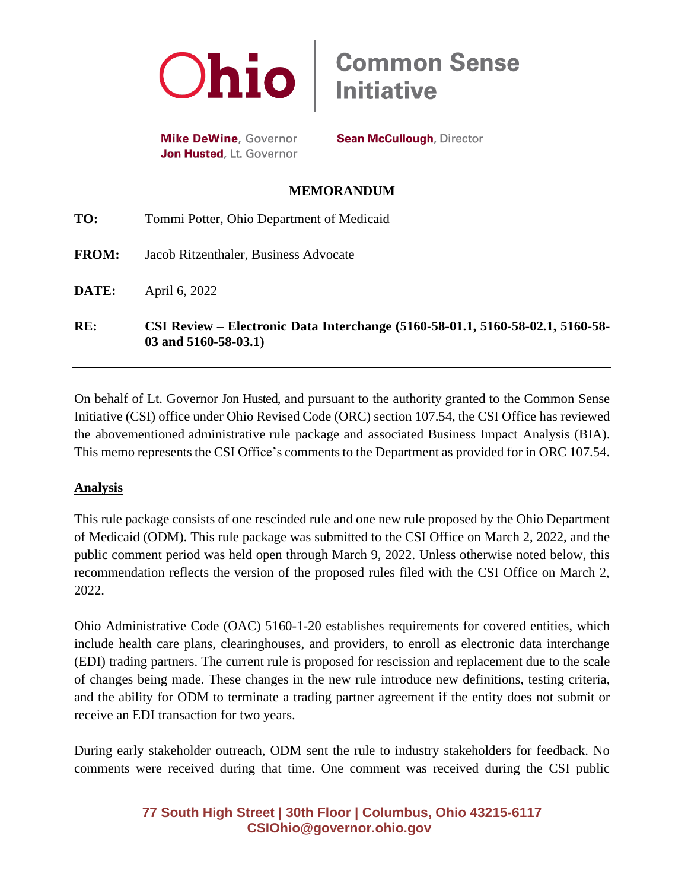Ohio | Common Sense Initiative

**Mike DeWine**, Governor
**Jon Husted**, Lt. Governor

**Sean McCullough**, Director

**MEMORANDUM**

**TO:** Tommi Potter, Ohio Department of Medicaid

**FROM:** Jacob Ritzenthaler, Business Advocate

**DATE:** April 6, 2022

**RE:** **CSI Review – Electronic Data Interchange (5160-58-01.1, 5160-58-02.1, 5160-58-03 and 5160-58-03.1)**

---

On behalf of Lt. Governor Jon Husted, and pursuant to the authority granted to the Common Sense Initiative (CSI) office under Ohio Revised Code (ORC) section 107.54, the CSI Office has reviewed the abovementioned administrative rule package and associated Business Impact Analysis (BIA). This memo represents the CSI Office's comments to the Department as provided for in ORC 107.54.

**Analysis**

This rule package consists of one rescinded rule and one new rule proposed by the Ohio Department of Medicaid (ODM). This rule package was submitted to the CSI Office on March 2, 2022, and the public comment period was held open through March 9, 2022. Unless otherwise noted below, this recommendation reflects the version of the proposed rules filed with the CSI Office on March 2, 2022.

Ohio Administrative Code (OAC) 5160-1-20 establishes requirements for covered entities, which include health care plans, clearinghouses, and providers, to enroll as electronic data interchange (EDI) trading partners. The current rule is proposed for rescission and replacement due to the scale of changes being made. These changes in the new rule introduce new definitions, testing criteria, and the ability for ODM to terminate a trading partner agreement if the entity does not submit or receive an EDI transaction for two years.

During early stakeholder outreach, ODM sent the rule to industry stakeholders for feedback. No comments were received during that time. One comment was received during the CSI public

77 South High Street | 30th Floor | Columbus, Ohio 43215-6117
CSIOhio@governor.ohio.gov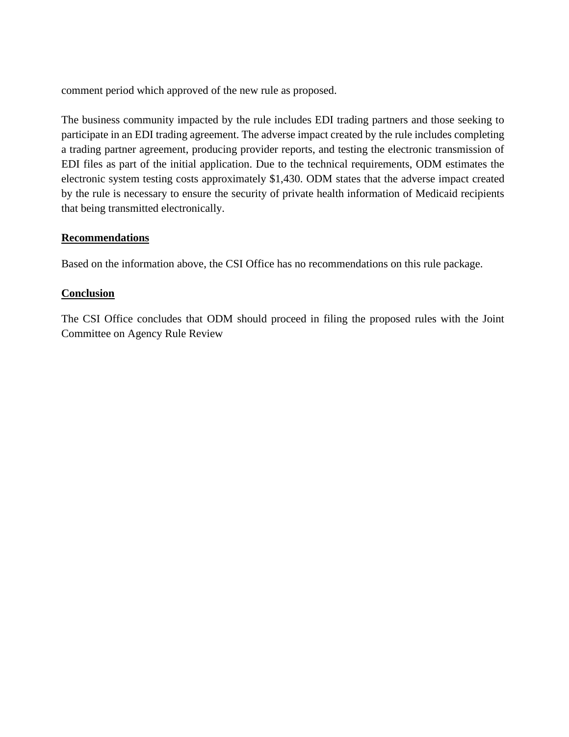comment period which approved of the new rule as proposed.

The business community impacted by the rule includes EDI trading partners and those seeking to participate in an EDI trading agreement. The adverse impact created by the rule includes completing a trading partner agreement, producing provider reports, and testing the electronic transmission of EDI files as part of the initial application. Due to the technical requirements, ODM estimates the electronic system testing costs approximately $1,430. ODM states that the adverse impact created by the rule is necessary to ensure the security of private health information of Medicaid recipients that being transmitted electronically.

**Recommendations**

Based on the information above, the CSI Office has no recommendations on this rule package.

**Conclusion**

The CSI Office concludes that ODM should proceed in filing the proposed rules with the Joint Committee on Agency Rule Review